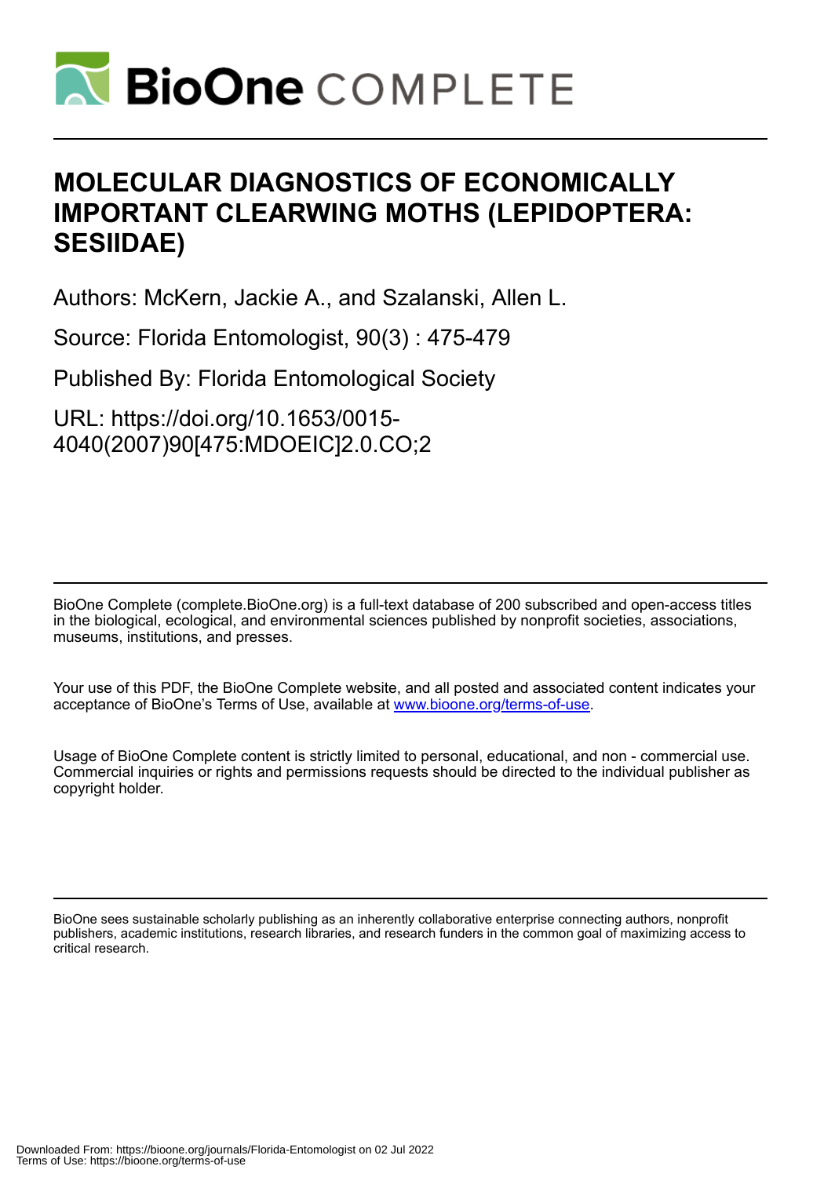# MOLECULAR DIAGNOSTICS OF ECONOMICALLY IMPORTANT CLEARWING MOTHS (LEPIDOPTERA: SESIIDAE)

Authors: McKern, Jackie A., and Szalanski, Allen L.

Source: Florida Entomologist, 90(3) : 475-479

Published By: Florida Entomological Society

URL: https://doi.org/10.1653/0015-4040(2007)90[475:MDOEIC]2.0.CO;2

BioOne Complete (complete.BioOne.org) is a full-text database of 200 subscribed and open-access titles in the biological, ecological, and environmental sciences published by nonprofit societies, associations, museums, institutions, and presses.

Your use of this PDF, the BioOne Complete website, and all posted and associated content indicates your acceptance of BioOne's Terms of Use, available at www.bioone.org/terms-of-use.

Usage of BioOne Complete content is strictly limited to personal, educational, and non - commercial use. Commercial inquiries or rights and permissions requests should be directed to the individual publisher as copyright holder.

BioOne sees sustainable scholarly publishing as an inherently collaborative enterprise connecting authors, nonprofit publishers, academic institutions, research libraries, and research funders in the common goal of maximizing access to critical research.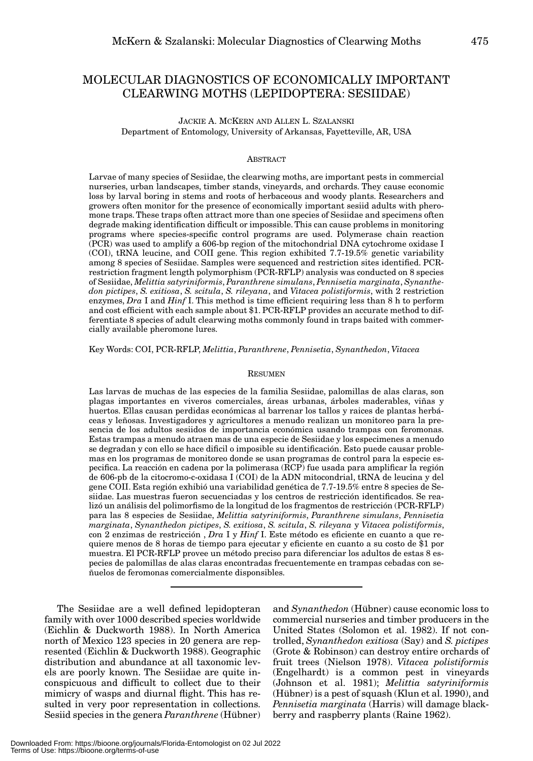# MOLECULAR DIAGNOSTICS OF ECONOMICALLY IMPORTANT CLEARWING MOTHS (LEPIDOPTERA: SESIIDAE)

JACKIE A. MCKERN AND ALLEN L. SZALANSKI
Department of Entomology, University of Arkansas, Fayetteville, AR, USA

## ABSTRACT

Larvae of many species of Sesiidae, the clearwing moths, are important pests in commercial nurseries, urban landscapes, timber stands, vineyards, and orchards. They cause economic loss by larval boring in stems and roots of herbaceous and woody plants. Researchers and growers often monitor for the presence of economically important sesiid adults with pheromone traps. These traps often attract more than one species of Sesiidae and specimens often degrade making identification difficult or impossible. This can cause problems in monitoring programs where species-specific control programs are used. Polymerase chain reaction (PCR) was used to amplify a 606-bp region of the mitochondrial DNA cytochrome oxidase I (COI), tRNA leucine, and COII gene. This region exhibited 7.7-19.5% genetic variability among 8 species of Sesiidae. Samples were sequenced and restriction sites identified. PCR-restriction fragment length polymorphism (PCR-RFLP) analysis was conducted on 8 species of Sesiidae, *Melittia satyriniformis*, *Paranthrene simulans*, *Pennisetia marginata*, *Synanthedon pictipes*, *S. exitiosa*, *S. scitula*, *S. rileyana*, and *Vitacea polistiformis*, with 2 restriction enzymes, *Dra* I and *Hinf* I. This method is time efficient requiring less than 8 h to perform and cost efficient with each sample about $1. PCR-RFLP provides an accurate method to differentiate 8 species of adult clearwing moths commonly found in traps baited with commercially available pheromone lures.

Key Words: COI, PCR-RFLP, *Melittia*, *Paranthrene*, *Pennisetia*, *Synanthedon*, *Vitacea*

## RESUMEN

Las larvas de muchas de las especies de la familia Sesiidae, palomillas de alas claras, son plagas importantes en viveros comerciales, áreas urbanas, árboles maderables, viñas y huertos. Ellas causan perdidas económicas al barrenar los tallos y raices de plantas herbáceas y leñosas. Investigadores y agricultores a menudo realizan un monitoreo para la presencia de los adultos sesiidos de importancia económica usando trampas con feromonas. Estas trampas a menudo atraen mas de una especie de Sesiidae y los especimenes a menudo se degradan y con ello se hace dificil o imposible su identificación. Esto puede causar problemas en los programas de monitoreo donde se usan programas de control para la especie especifica. La reacción en cadena por la polimerasa (RCP) fue usada para amplificar la región de 606-pb de la citocromo-c-oxidasa I (COI) de la ADN mitocondrial, tRNA de leucina y del gene COII. Esta región exhibió una variabilidad genética de 7.7-19.5% entre 8 species de Sesiidae. Las muestras fueron secuenciadas y los centros de restricción identificados. Se realizó un análisis del polimorfismo de la longitud de los fragmentos de restricción (PCR-RFLP) para las 8 especies de Sesiidae, *Melittia satyriniformis*, *Paranthrene simulans*, *Pennisetia marginata*, *Synanthedon pictipes*, *S. exitiosa*, *S. scitula*, *S. rileyana* y *Vitacea polistiformis*, con 2 enzimas de restricción , *Dra* I y *Hinf* I. Este método es eficiente en cuanto a que requiere menos de 8 horas de tiempo para ejecutar y eficiente en cuanto a su costo de $1 por muestra. El PCR-RFLP provee un método preciso para diferenciar los adultos de estas 8 especies de palomillas de alas claras encontradas frecuentemente en trampas cebadas con señuelos de feromonas comercialmente disponsibles.

---

The Sesiidae are a well defined lepidopteran family with over 1000 described species worldwide (Eichlin & Duckworth 1988). In North America north of Mexico 123 species in 20 genera are represented (Eichlin & Duckworth 1988). Geographic distribution and abundance at all taxonomic levels are poorly known. The Sesiidae are quite inconspicuous and difficult to collect due to their mimicry of wasps and diurnal flight. This has resulted in very poor representation in collections. Sesiid species in the genera *Paranthrene* (Hübner) and *Synanthedon* (Hübner) cause economic loss to commercial nurseries and timber producers in the United States (Solomon et al. 1982). If not controlled, *Synanthedon exitiosa* (Say) and *S. pictipes* (Grote & Robinson) can destroy entire orchards of fruit trees (Nielson 1978). *Vitacea polistiformis* (Engelhardt) is a common pest in vineyards (Johnson et al. 1981); *Melittia satyriniformis* (Hübner) is a pest of squash (Klun et al. 1990), and *Pennisetia marginata* (Harris) will damage blackberry and raspberry plants (Raine 1962).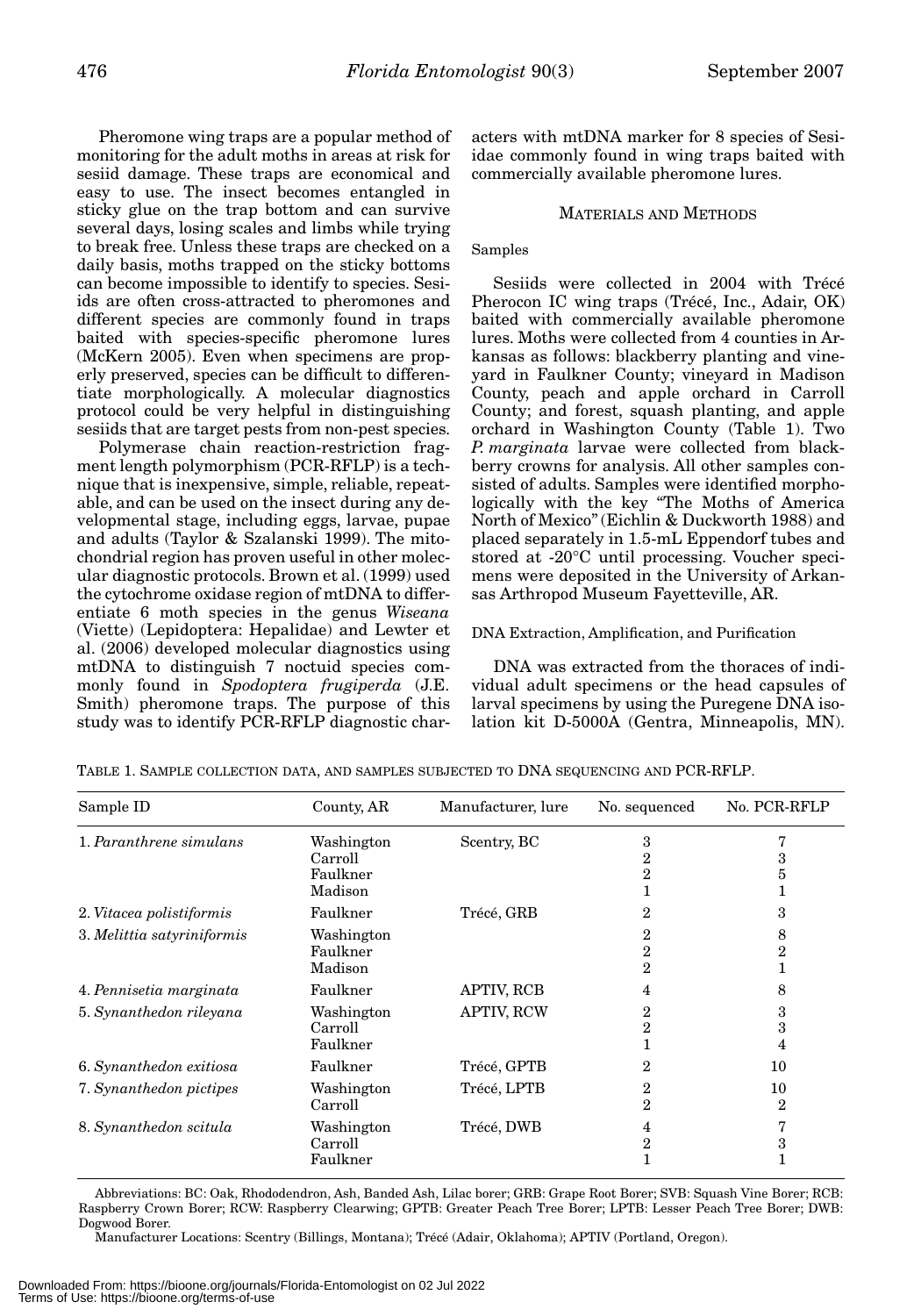Pheromone wing traps are a popular method of monitoring for the adult moths in areas at risk for sesiid damage. These traps are economical and easy to use. The insect becomes entangled in sticky glue on the trap bottom and can survive several days, losing scales and limbs while trying to break free. Unless these traps are checked on a daily basis, moths trapped on the sticky bottoms can become impossible to identify to species. Sesiids are often cross-attracted to pheromones and different species are commonly found in traps baited with species-specific pheromone lures (McKern 2005). Even when specimens are properly preserved, species can be difficult to differentiate morphologically. A molecular diagnostics protocol could be very helpful in distinguishing sesiids that are target pests from non-pest species.

Polymerase chain reaction-restriction fragment length polymorphism (PCR-RFLP) is a technique that is inexpensive, simple, reliable, repeatable, and can be used on the insect during any developmental stage, including eggs, larvae, pupae and adults (Taylor & Szalanski 1999). The mitochondrial region has proven useful in other molecular diagnostic protocols. Brown et al. (1999) used the cytochrome oxidase region of mtDNA to differentiate 6 moth species in the genus *Wiseana* (Viette) (Lepidoptera: Hepialidae) and Lewter et al. (2006) developed molecular diagnostics using mtDNA to distinguish 7 noctuid species commonly found in *Spodoptera frugiperda* (J.E. Smith) pheromone traps. The purpose of this study was to identify PCR-RFLP diagnostic characters with mtDNA marker for 8 species of Sesiidae commonly found in wing traps baited with commercially available pheromone lures.

## Materials and Methods

### Samples

Sesiids were collected in 2004 with Trécé Pherocon IC wing traps (Trécé, Inc., Adair, OK) baited with commercially available pheromone lures. Moths were collected from 4 counties in Arkansas as follows: blackberry planting and vineyard in Faulkner County; vineyard in Madison County, peach and apple orchard in Carroll County; and forest, squash planting, and apple orchard in Washington County (Table 1). Two *P. marginata* larvae were collected from blackberry crowns for analysis. All other samples consisted of adults. Samples were identified morphologically with the key "The Moths of America North of Mexico" (Eichlin & Duckworth 1988) and placed separately in 1.5-mL Eppendorf tubes and stored at -20°C until processing. Voucher specimens were deposited in the University of Arkansas Arthropod Museum Fayetteville, AR.

### DNA Extraction, Amplification, and Purification

DNA was extracted from the thoraces of individual adult specimens or the head capsules of larval specimens by using the Puregene DNA isolation kit D-5000A (Gentra, Minneapolis, MN).

Table 1. Sample collection data, and samples subjected to DNA sequencing and PCR-RFLP.

| Sample ID | County, AR | Manufacturer, lure | No. sequenced | No. PCR-RFLP |
|---|---|---|---|---|
| 1. *Paranthrene simulans* | Washington | Scentry, BC | 3 | 7 |
| | Carroll | | 2 | 3 |
| | Faulkner | | 2 | 5 |
| | Madison | | 1 | 1 |
| 2. *Vitacea polistiformis* | Faulkner | Trécé, GRB | 2 | 3 |
| 3. *Melittia satyriniformis* | Washington | | 2 | 8 |
| | Faulkner | | 2 | 2 |
| | Madison | | 2 | 1 |
| 4. *Pennisetia marginata* | Faulkner | APTIV, RCB | 4 | 8 |
| 5. *Synanthedon rileyana* | Washington | APTIV, RCW | 2 | 3 |
| | Carroll | | 2 | 3 |
| | Faulkner | | 1 | 4 |
| 6. *Synanthedon exitiosa* | Faulkner | Trécé, GPTB | 2 | 10 |
| 7. *Synanthedon pictipes* | Washington | Trécé, LPTB | 2 | 10 |
| | Carroll | | 2 | 2 |
| 8. *Synanthedon scitula* | Washington | Trécé, DWB | 4 | 7 |
| | Carroll | | 2 | 3 |
| | Faulkner | | 1 | 1 |

Abbreviations: BC: Oak, Rhododendron, Ash, Banded Ash, Lilac borer; GRB: Grape Root Borer; SVB: Squash Vine Borer; RCB: Raspberry Crown Borer; RCW: Raspberry Clearwing; GPTB: Greater Peach Tree Borer; LPTB: Lesser Peach Tree Borer; DWB: Dogwood Borer.

Manufacturer Locations: Scentry (Billings, Montana); Trécé (Adair, Oklahoma); APTIV (Portland, Oregon).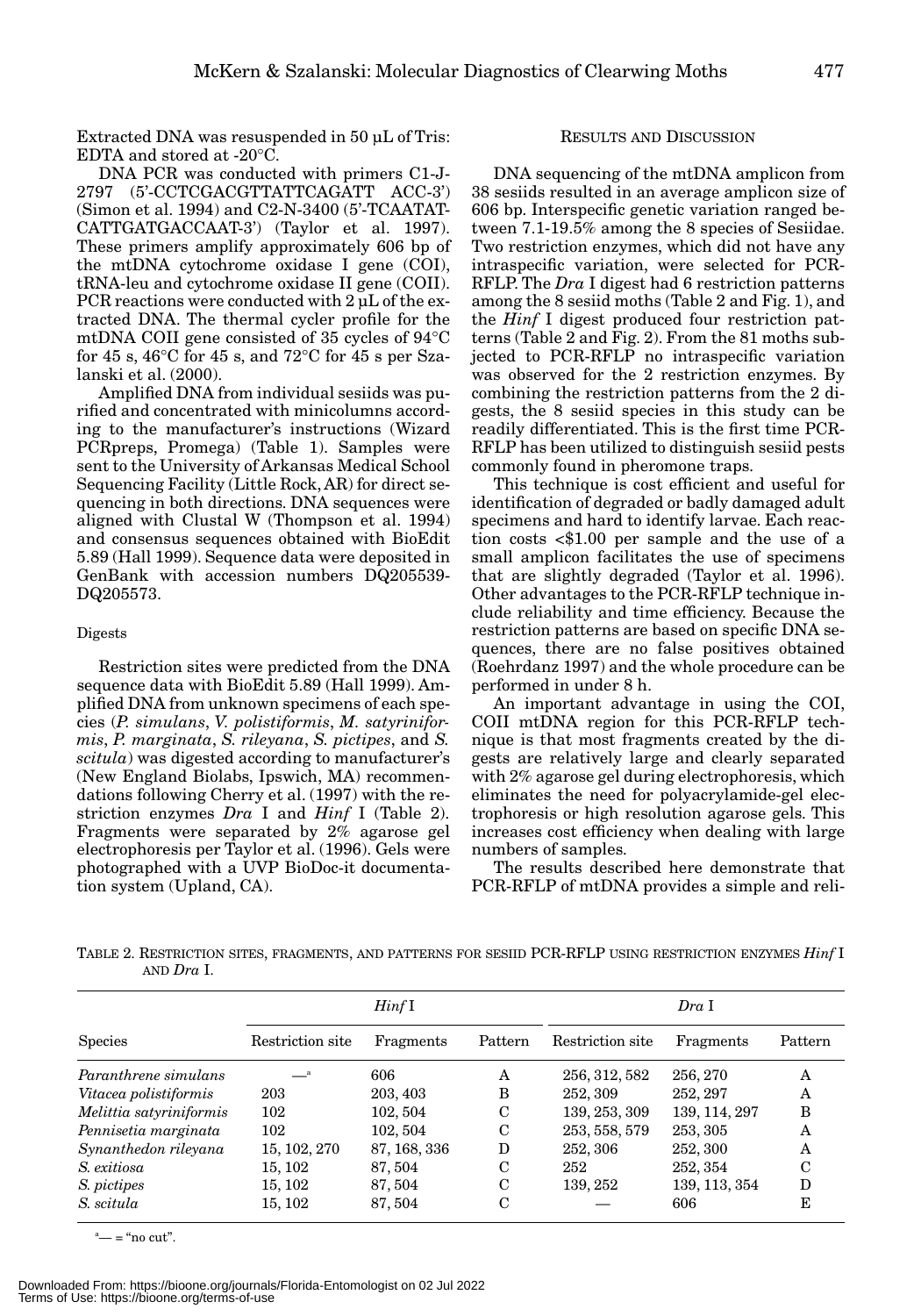Extracted DNA was resuspended in 50 µL of Tris: EDTA and stored at -20°C.

DNA PCR was conducted with primers C1-J-2797 (5'-CCTCGACGTTATTCAGATT ACC-3') (Simon et al. 1994) and C2-N-3400 (5'-TCAATATCATTGATGACCAAT-3') (Taylor et al. 1997). These primers amplify approximately 606 bp of the mtDNA cytochrome oxidase I gene (COI), tRNA-leu and cytochrome oxidase II gene (COII). PCR reactions were conducted with 2 µL of the extracted DNA. The thermal cycler profile for the mtDNA COII gene consisted of 35 cycles of 94°C for 45 s, 46°C for 45 s, and 72°C for 45 s per Szalanski et al. (2000).

Amplified DNA from individual sesiids was purified and concentrated with minicolumns according to the manufacturer's instructions (Wizard PCRpreps, Promega) (Table 1). Samples were sent to the University of Arkansas Medical School Sequencing Facility (Little Rock, AR) for direct sequencing in both directions. DNA sequences were aligned with Clustal W (Thompson et al. 1994) and consensus sequences obtained with BioEdit 5.89 (Hall 1999). Sequence data were deposited in GenBank with accession numbers DQ205539-DQ205573.

### Digests

Restriction sites were predicted from the DNA sequence data with BioEdit 5.89 (Hall 1999). Amplified DNA from unknown specimens of each species (*P. simulans*, *V. polistiformis*, *M. satyriniformis*, *P. marginata*, *S. rileyana*, *S. pictipes*, and *S. scitula*) was digested according to manufacturer's (New England Biolabs, Ipswich, MA) recommendations following Cherry et al. (1997) with the restriction enzymes *Dra* I and *Hinf* I (Table 2). Fragments were separated by 2% agarose gel electrophoresis per Taylor et al. (1996). Gels were photographed with a UVP BioDoc-it documentation system (Upland, CA).

## Results and Discussion

DNA sequencing of the mtDNA amplicon from 38 sesiids resulted in an average amplicon size of 606 bp. Interspecific genetic variation ranged between 7.1-19.5% among the 8 species of Sesiidae. Two restriction enzymes, which did not have any intraspecific variation, were selected for PCR-RFLP. The *Dra* I digest had 6 restriction patterns among the 8 sesiid moths (Table 2 and Fig. 1), and the *Hinf* I digest produced four restriction patterns (Table 2 and Fig. 2). From the 81 moths subjected to PCR-RFLP no intraspecific variation was observed for the 2 restriction enzymes. By combining the restriction patterns from the 2 digests, the 8 sesiid species in this study can be readily differentiated. This is the first time PCR-RFLP has been utilized to distinguish sesiid pests commonly found in pheromone traps.

This technique is cost efficient and useful for identification of degraded or badly damaged adult specimens and hard to identify larvae. Each reaction costs <$1.00 per sample and the use of a small amplicon facilitates the use of specimens that are slightly degraded (Taylor et al. 1996). Other advantages to the PCR-RFLP technique include reliability and time efficiency. Because the restriction patterns are based on specific DNA sequences, there are no false positives obtained (Roehrdanz 1997) and the whole procedure can be performed in under 8 h.

An important advantage in using the COI, COII mtDNA region for this PCR-RFLP technique is that most fragments created by the digests are relatively large and clearly separated with 2% agarose gel during electrophoresis, which eliminates the need for polyacrylamide-gel electrophoresis or high resolution agarose gels. This increases cost efficiency when dealing with large numbers of samples.

The results described here demonstrate that PCR-RFLP of mtDNA provides a simple and reli-

Table 2. Restriction sites, fragments, and patterns for sesiid PCR-RFLP using restriction enzymes *Hinf* I and *Dra* I.

| Species | *Hinf* I | | | *Dra* I | | |
|---|---|---|---|---|---|---|
| | Restriction site | Fragments | Pattern | Restriction site | Fragments | Pattern |
| *Paranthrene simulans* | —[a] | 606 | A | 256, 312, 582 | 256, 270 | A |
| *Vitacea polistiformis* | 203 | 203, 403 | B | 252, 309 | 252, 297 | A |
| *Melittia satyriniformis* | 102 | 102, 504 | C | 139, 253, 309 | 139, 114, 297 | B |
| *Pennisetia marginata* | 102 | 102, 504 | C | 253, 558, 579 | 253, 305 | A |
| *Synanthedon rileyana* | 15, 102, 270 | 87, 168, 336 | D | 252, 306 | 252, 300 | A |
| *S. exitiosa* | 15, 102 | 87, 504 | C | 252 | 252, 354 | C |
| *S. pictipes* | 15, 102 | 87, 504 | C | 139, 252 | 139, 113, 354 | D |
| *S. scitula* | 15, 102 | 87, 504 | C | — | 606 | E |

[a]— = "no cut".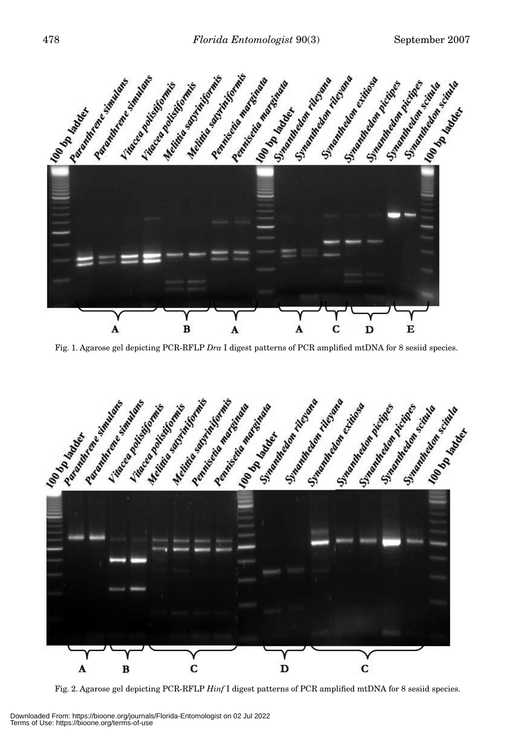Fig. 1. Agarose gel depicting PCR-RFLP *Dra* I digest patterns of PCR amplified mtDNA for 8 sesiid species.

Fig. 2. Agarose gel depicting PCR-RFLP *Hinf* I digest patterns of PCR amplified mtDNA for 8 sesiid species.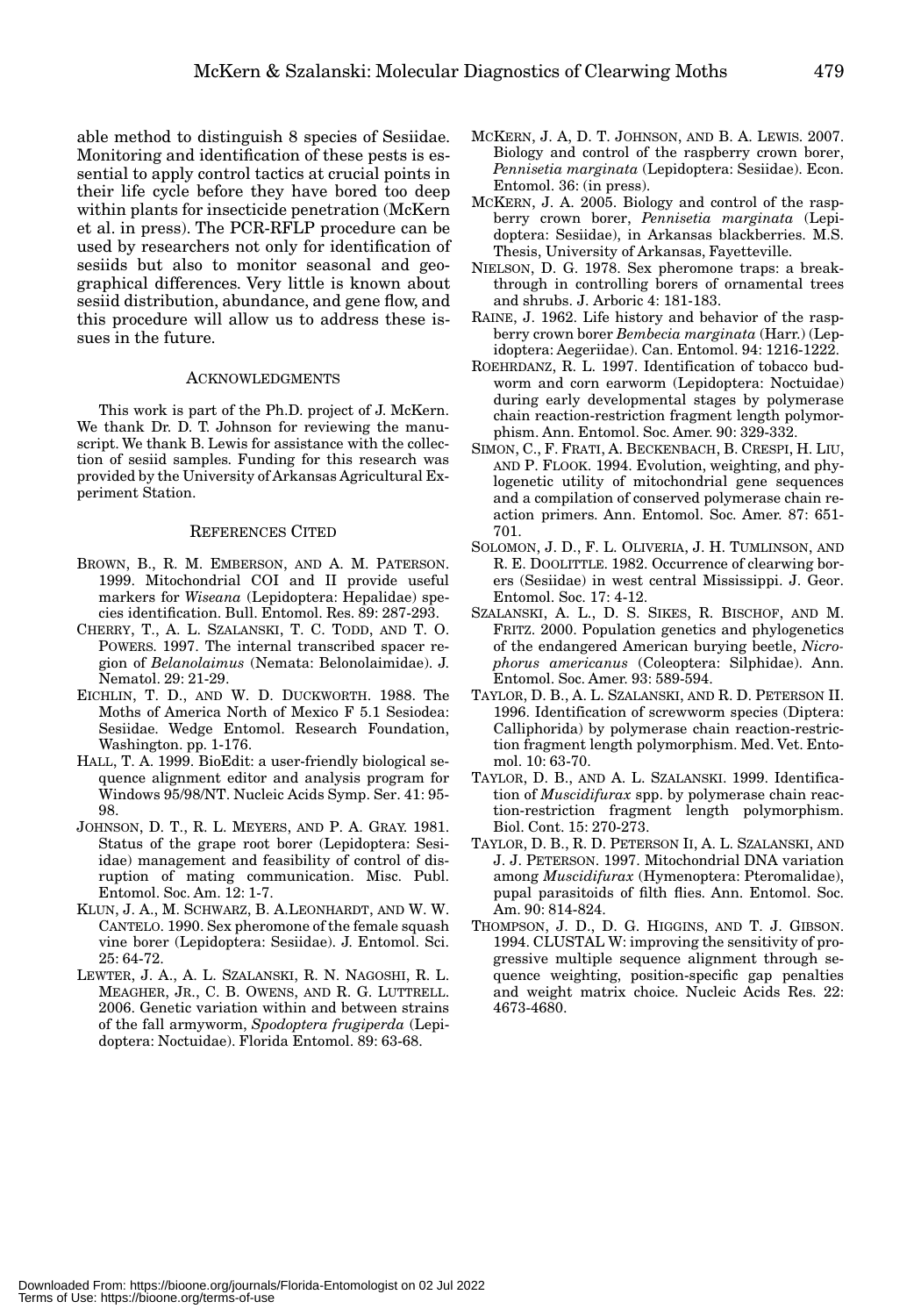able method to distinguish 8 species of Sesiidae. Monitoring and identification of these pests is essential to apply control tactics at crucial points in their life cycle before they have bored too deep within plants for insecticide penetration (McKern et al. in press). The PCR-RFLP procedure can be used by researchers not only for identification of sesiids but also to monitor seasonal and geographical differences. Very little is known about sesiid distribution, abundance, and gene flow, and this procedure will allow us to address these issues in the future.

## ACKNOWLEDGMENTS

This work is part of the Ph.D. project of J. McKern. We thank Dr. D. T. Johnson for reviewing the manuscript. We thank B. Lewis for assistance with the collection of sesiid samples. Funding for this research was provided by the University of Arkansas Agricultural Experiment Station.

## REFERENCES CITED

BROWN, B., R. M. EMBERSON, AND A. M. PATERSON. 1999. Mitochondrial COI and II provide useful markers for *Wiseana* (Lepidoptera: Hepalidae) species identification. Bull. Entomol. Res. 89: 287-293.

CHERRY, T., A. L. SZALANSKI, T. C. TODD, AND T. O. POWERS. 1997. The internal transcribed spacer region of *Belanolaimus* (Nemata: Belonolaimidae). J. Nematol. 29: 21-29.

EICHLIN, T. D., AND W. D. DUCKWORTH. 1988. The Moths of America North of Mexico F 5.1 Sesiodea: Sesiidae. Wedge Entomol. Research Foundation, Washington. pp. 1-176.

HALL, T. A. 1999. BioEdit: a user-friendly biological sequence alignment editor and analysis program for Windows 95/98/NT. Nucleic Acids Symp. Ser. 41: 95-98.

JOHNSON, D. T., R. L. MEYERS, AND P. A. GRAY. 1981. Status of the grape root borer (Lepidoptera: Sesiidae) management and feasibility of control of disruption of mating communication. Misc. Publ. Entomol. Soc. Am. 12: 1-7.

KLUN, J. A., M. SCHWARZ, B. A.LEONHARDT, AND W. W. CANTELO. 1990. Sex pheromone of the female squash vine borer (Lepidoptera: Sesiidae). J. Entomol. Sci. 25: 64-72.

LEWTER, J. A., A. L. SZALANSKI, R. N. NAGOSHI, R. L. MEAGHER, JR., C. B. OWENS, AND R. G. LUTTRELL. 2006. Genetic variation within and between strains of the fall armyworm, *Spodoptera frugiperda* (Lepidoptera: Noctuidae). Florida Entomol. 89: 63-68.

MCKERN, J. A, D. T. JOHNSON, AND B. A. LEWIS. 2007. Biology and control of the raspberry crown borer, *Pennisetia marginata* (Lepidoptera: Sesiidae). Econ. Entomol. 36: (in press).

MCKERN, J. A. 2005. Biology and control of the raspberry crown borer, *Pennisetia marginata* (Lepidoptera: Sesiidae), in Arkansas blackberries. M.S. Thesis, University of Arkansas, Fayetteville.

NIELSON, D. G. 1978. Sex pheromone traps: a breakthrough in controlling borers of ornamental trees and shrubs. J. Arboric 4: 181-183.

RAINE, J. 1962. Life history and behavior of the raspberry crown borer *Bembecia marginata* (Harr.) (Lepidoptera: Aegeriidae). Can. Entomol. 94: 1216-1222.

ROEHRDANZ, R. L. 1997. Identification of tobacco budworm and corn earworm (Lepidoptera: Noctuidae) during early developmental stages by polymerase chain reaction-restriction fragment length polymorphism. Ann. Entomol. Soc. Amer. 90: 329-332.

SIMON, C., F. FRATI, A. BECKENBACH, B. CRESPI, H. LIU, AND P. FLOOK. 1994. Evolution, weighting, and phylogenetic utility of mitochondrial gene sequences and a compilation of conserved polymerase chain reaction primers. Ann. Entomol. Soc. Amer. 87: 651-701.

SOLOMON, J. D., F. L. OLIVERIA, J. H. TUMLINSON, AND R. E. DOOLITTLE. 1982. Occurrence of clearwing borers (Sesiidae) in west central Mississippi. J. Geor. Entomol. Soc. 17: 4-12.

SZALANSKI, A. L., D. S. SIKES, R. BISCHOF, AND M. FRITZ. 2000. Population genetics and phylogenetics of the endangered American burying beetle, *Nicrophorus americanus* (Coleoptera: Silphidae). Ann. Entomol. Soc. Amer. 93: 589-594.

TAYLOR, D. B., A. L. SZALANSKI, AND R. D. PETERSON II. 1996. Identification of screwworm species (Diptera: Calliphorida) by polymerase chain reaction-restriction fragment length polymorphism. Med. Vet. Entomol. 10: 63-70.

TAYLOR, D. B., AND A. L. SZALANSKI. 1999. Identification of *Muscidifurax* spp. by polymerase chain reaction-restriction fragment length polymorphism. Biol. Cont. 15: 270-273.

TAYLOR, D. B., R. D. PETERSON II, A. L. SZALANSKI, AND J. J. PETERSON. 1997. Mitochondrial DNA variation among *Muscidifurax* (Hymenoptera: Pteromalidae), pupal parasitoids of filth flies. Ann. Entomol. Soc. Am. 90: 814-824.

THOMPSON, J. D., D. G. HIGGINS, AND T. J. GIBSON. 1994. CLUSTAL W: improving the sensitivity of progressive multiple sequence alignment through sequence weighting, position-specific gap penalties and weight matrix choice. Nucleic Acids Res. 22: 4673-4680.